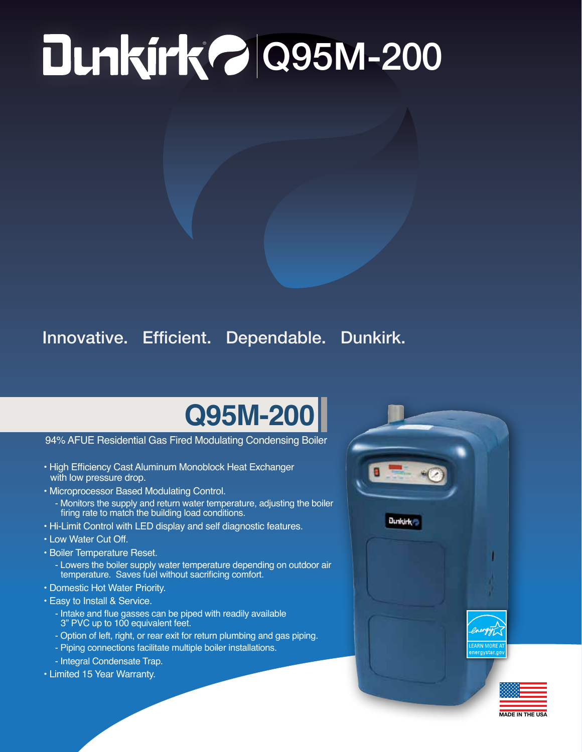# Dunkirk Q95M-200

## Innovative. Efficient. Dependable. Dunkirk.

## Q95M-200

94% AFUE Residential Gas Fired Modulating Condensing Boiler

- High Efficiency Cast Aluminum Monoblock Heat Exchanger with low pressure drop.
- Microprocessor Based Modulating Control.
  - Monitors the supply and return water temperature, adjusting the boiler firing rate to match the building load conditions.
- Hi-Limit Control with LED display and self diagnostic features.
- Low Water Cut Off.
- Boiler Temperature Reset.
  - Lowers the boiler supply water temperature depending on outdoor air temperature. Saves fuel without sacrificing comfort.
- Domestic Hot Water Priority.
- Easy to Install & Service.
  - Intake and flue gasses can be piped with readily available 3" PVC up to 100 equivalent feet.
  - Option of left, right, or rear exit for return plumbing and gas piping.
  - Piping connections facilitate multiple boiler installations.
  - Integral Condensate Trap.
- Limited 15 Year Warranty.

LEARN MORE AT energystar.gov

MADE IN THE USA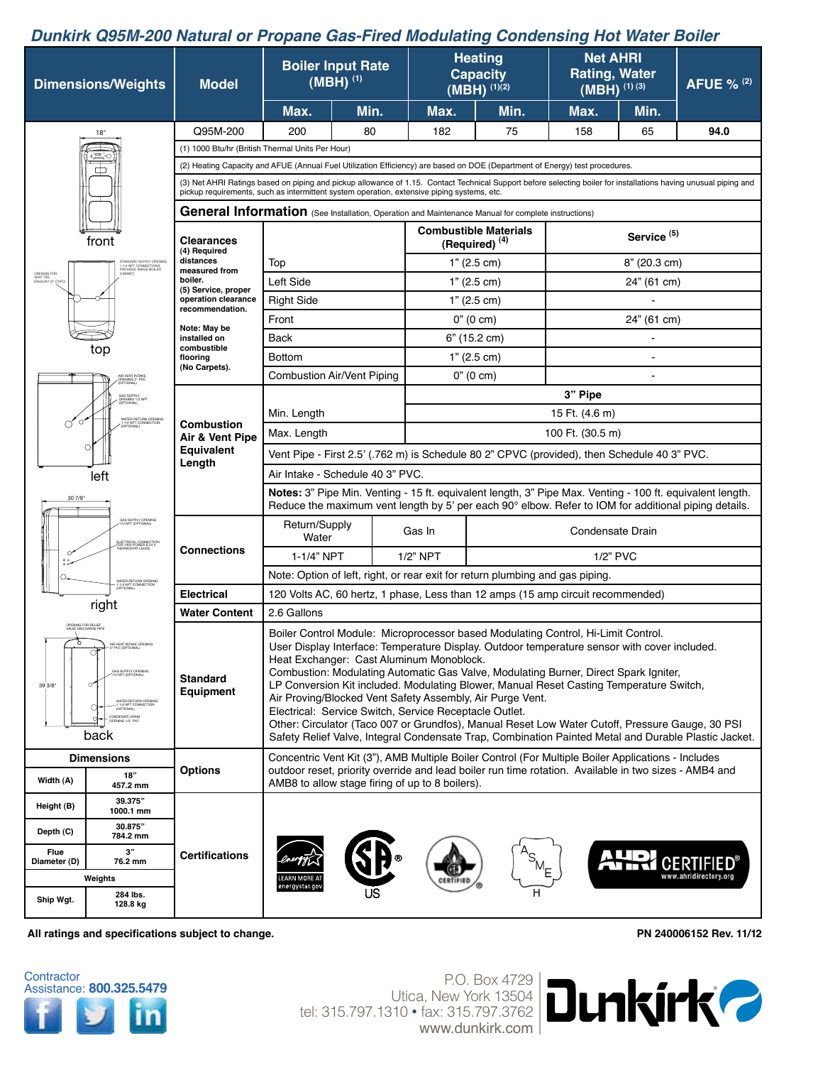# Dunkirk Q95M-200 Natural or Propane Gas-Fired Modulating Condensing Hot Water Boiler

| Model | Boiler Input Rate (MBH) (1) | | Heating Capacity (MBH) (1)(2) | | Net AHRI Rating, Water (MBH) (1) (3) | | AFUE % (2) |
|---|---|---|---|---|---|---|---|
| | Max. | Min. | Max. | Min. | Max. | Min. | |
| Q95M-200 | 200 | 80 | 182 | 75 | 158 | 65 | **94.0** |

(1) 1000 Btu/hr (British Thermal Units Per Hour)

(2) Heating Capacity and AFUE (Annual Fuel Utilization Efficiency) are based on DOE (Department of Energy) test procedures.

(3) Net AHRI Ratings based on piping and pickup allowance of 1.15. Contact Technical Support before selecting boiler for installations having unusual piping and pickup requirements, such as intermittent system operation, extensive piping systems, etc.

## General Information (See Installation, Operation and Maintenance Manual for complete instructions)

**Clearances**
(4) Required distances measured from boiler.
(5) Service, proper operation clearance recommendation.

Note: May be installed on combustible flooring (No Carpets).

| | Combustible Materials (Required) (4) | Service (5) |
|---|---|---|
| Top | 1" (2.5 cm) | 8" (20.3 cm) |
| Left Side | 1" (2.5 cm) | 24" (61 cm) |
| Right Side | 1" (2.5 cm) | - |
| Front | 0" (0 cm) | 24" (61 cm) |
| Back | 6" (15.2 cm) | - |
| Bottom | 1" (2.5 cm) | - |
| Combustion Air/Vent Piping | 0" (0 cm) | - |

**Combustion Air & Vent Pipe Equivalent Length**

| | 3" Pipe |
|---|---|
| Min. Length | 15 Ft. (4.6 m) |
| Max. Length | 100 Ft. (30.5 m) |

Vent Pipe - First 2.5' (.762 m) is Schedule 80 2" CPVC (provided), then Schedule 40 3" PVC.

Air Intake - Schedule 40 3" PVC.

**Notes:** 3" Pipe Min. Venting - 15 ft. equivalent length, 3" Pipe Max. Venting - 100 ft. equivalent length. Reduce the maximum vent length by 5' per each 90° elbow. Refer to IOM for additional piping details.

**Connections**

| Return/Supply Water | Gas In | Condensate Drain |
|---|---|---|
| 1-1/4" NPT | 1/2" NPT | 1/2" PVC |

Note: Option of left, right, or rear exit for return plumbing and gas piping.

**Electrical:** 120 Volts AC, 60 hertz, 1 phase, Less than 12 amps (15 amp circuit recommended)

**Water Content:** 2.6 Gallons

**Standard Equipment**

Boiler Control Module: Microprocessor based Modulating Control, Hi-Limit Control.
User Display Interface: Temperature Display. Outdoor temperature sensor with cover included.
Heat Exchanger: Cast Aluminum Monoblock.
Combustion: Modulating Automatic Gas Valve, Modulating Burner, Direct Spark Igniter, LP Conversion Kit included. Modulating Blower, Manual Reset Casting Temperature Switch, Air Proving/Blocked Vent Safety Assembly, Air Purge Vent.
Electrical: Service Switch, Service Receptacle Outlet.
Other: Circulator (Taco 007 or Grundfos), Manual Reset Low Water Cutoff, Pressure Gauge, 30 PSI Safety Relief Valve, Integral Condensate Trap, Combination Painted Metal and Durable Plastic Jacket.

**Options**

Concentric Vent Kit (3"), AMB Multiple Boiler Control (For Multiple Boiler Applications - Includes outdoor reset, priority override and lead boiler run time rotation. Available in two sizes - AMB4 and AMB8 to allow stage firing of up to 8 boilers).

**Certifications**

energy star — LEARN MORE AT energystar.gov

SP US

CERTIFIED

ASME H

AHRI CERTIFIED® www.ahridirectory.org

**Diagram views:** front, top, left, right, back

18"

STANDARD SUPPLY OPENING 1 1/4 NPT CONNECTIONS PROVIDED INSIDE BOILER CABINET

OPENING FOR VENT TEE EXHAUST 2" CVPC

AIR VENT INTAKE OPENING 3" PVC (OPTIONAL)

GAS SUPPLY OPENING 1/2 NPT (OPTIONAL)

WATER RETURN OPENING 1 1/4 NPT CONNECTION (OPTIONAL)

30 7/8"

GAS SUPPLY OPENING 1/2 NPT (OPTIONAL)

ELECTRICAL CONNECTION FOR 120V POWER & 24 V THERMOSTAT LEADS

WATER RETURN OPENING 1 1/4 NPT CONNECTION (OPTIONAL)

OPENING FOR RELIEF VALVE DISCHARGE PIPE

AIR VENT INTAKE OPENING 3" PVC (OPTIONAL)

GAS SUPPLY OPENING 1/2 NPT (OPTIONAL)

39 3/8"

WATER RETURN OPENING 1 1/4 NPT CONNECTION (OPTIONAL)

CONDENSATE DRAIN OPENING 1/2" PVC

| Dimensions | |
|---|---|
| Width (A) | 18"<br>457.2 mm |
| Height (B) | 39.375"<br>1000.1 mm |
| Depth (C) | 30.875"<br>784.2 mm |
| Flue Diameter (D) | 3"<br>76.2 mm |
| **Weights** | |
| Ship Wgt. | 284 lbs.<br>128.8 kg |

**All ratings and specifications subject to change.**

**PN 240006152 Rev. 11/12**

Contractor Assistance: **800.325.5479**

P.O. Box 4729
Utica, New York 13504
tel: 315.797.1310 • fax: 315.797.3762
www.dunkirk.com

Dunkirk